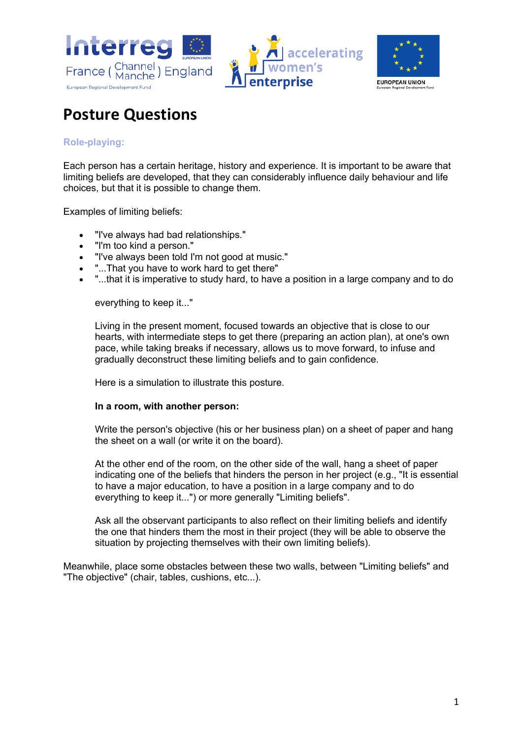# Posture Questions

### Role-playing:

Each person has a certain heritage, history and experience. It is important to be aware that limiting beliefs are developed, that they can considerably influence daily behaviour and life choices, but that it is possible to change them.

Examples of limiting beliefs:

- "I've always had bad relationships."
- "I'm too kind a person."
- "I've always been told I'm not good at music."
- "...That you have to work hard to get there"
- "...that it is imperative to study hard, to have a position in a large company and to do everything to keep it..."

Living in the present moment, focused towards an objective that is close to our hearts, with intermediate steps to get there (preparing an action plan), at one's own pace, while taking breaks if necessary, allows us to move forward, to infuse and gradually deconstruct these limiting beliefs and to gain confidence.

Here is a simulation to illustrate this posture.

**In a room, with another person:**

Write the person's objective (his or her business plan) on a sheet of paper and hang the sheet on a wall (or write it on the board).

At the other end of the room, on the other side of the wall, hang a sheet of paper indicating one of the beliefs that hinders the person in her project (e.g., "It is essential to have a major education, to have a position in a large company and to do everything to keep it...") or more generally "Limiting beliefs".

Ask all the observant participants to also reflect on their limiting beliefs and identify the one that hinders them the most in their project (they will be able to observe the situation by projecting themselves with their own limiting beliefs).

Meanwhile, place some obstacles between these two walls, between "Limiting beliefs" and "The objective" (chair, tables, cushions, etc...).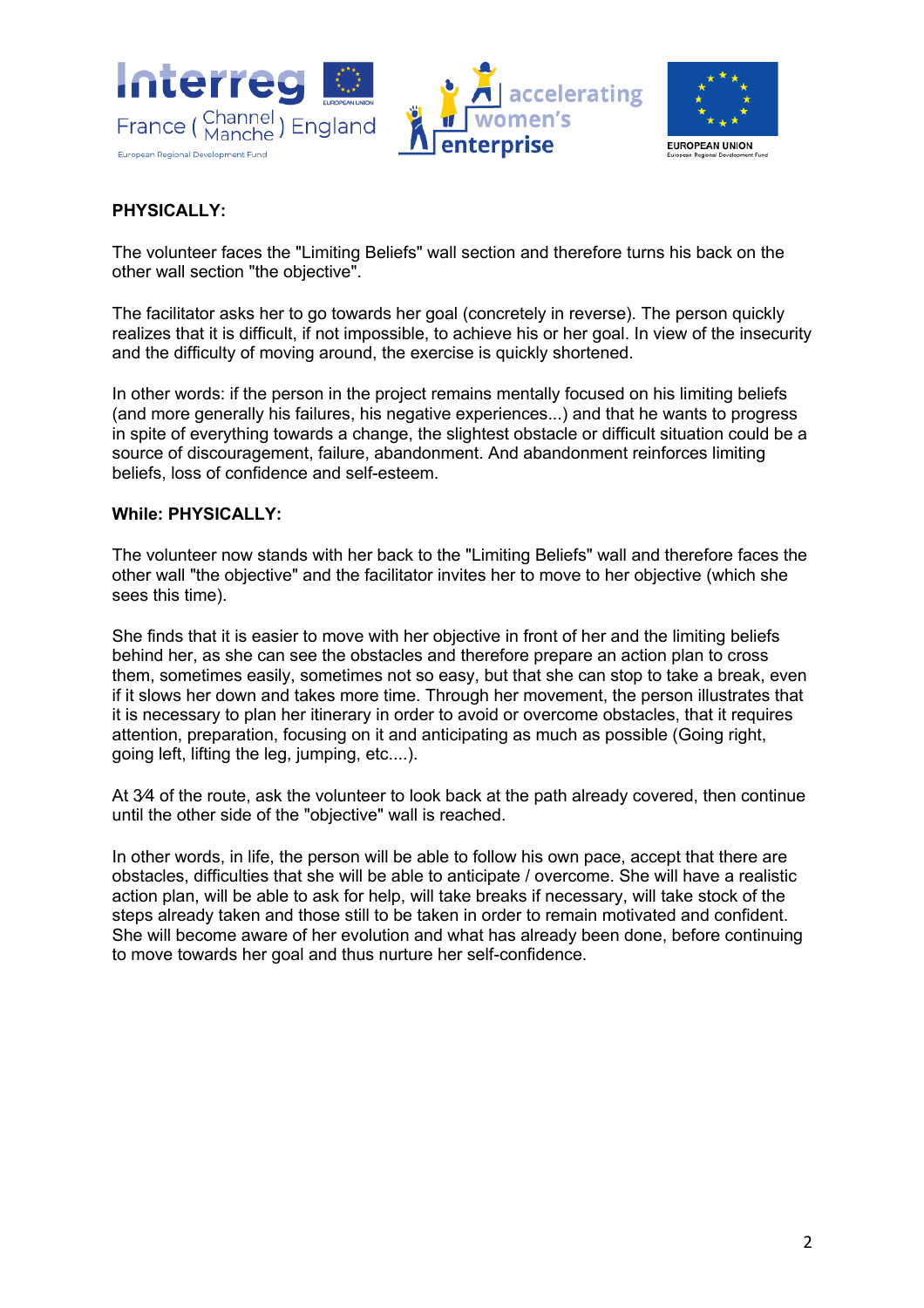**PHYSICALLY:**

The volunteer faces the "Limiting Beliefs" wall section and therefore turns his back on the other wall section "the objective".

The facilitator asks her to go towards her goal (concretely in reverse). The person quickly realizes that it is difficult, if not impossible, to achieve his or her goal. In view of the insecurity and the difficulty of moving around, the exercise is quickly shortened.

In other words: if the person in the project remains mentally focused on his limiting beliefs (and more generally his failures, his negative experiences...) and that he wants to progress in spite of everything towards a change, the slightest obstacle or difficult situation could be a source of discouragement, failure, abandonment. And abandonment reinforces limiting beliefs, loss of confidence and self-esteem.

**While: PHYSICALLY:**

The volunteer now stands with her back to the "Limiting Beliefs" wall and therefore faces the other wall "the objective" and the facilitator invites her to move to her objective (which she sees this time).

She finds that it is easier to move with her objective in front of her and the limiting beliefs behind her, as she can see the obstacles and therefore prepare an action plan to cross them, sometimes easily, sometimes not so easy, but that she can stop to take a break, even if it slows her down and takes more time. Through her movement, the person illustrates that it is necessary to plan her itinerary in order to avoid or overcome obstacles, that it requires attention, preparation, focusing on it and anticipating as much as possible (Going right, going left, lifting the leg, jumping, etc....).

At 3⁄4 of the route, ask the volunteer to look back at the path already covered, then continue until the other side of the "objective" wall is reached.

In other words, in life, the person will be able to follow his own pace, accept that there are obstacles, difficulties that she will be able to anticipate / overcome. She will have a realistic action plan, will be able to ask for help, will take breaks if necessary, will take stock of the steps already taken and those still to be taken in order to remain motivated and confident. She will become aware of her evolution and what has already been done, before continuing to move towards her goal and thus nurture her self-confidence.